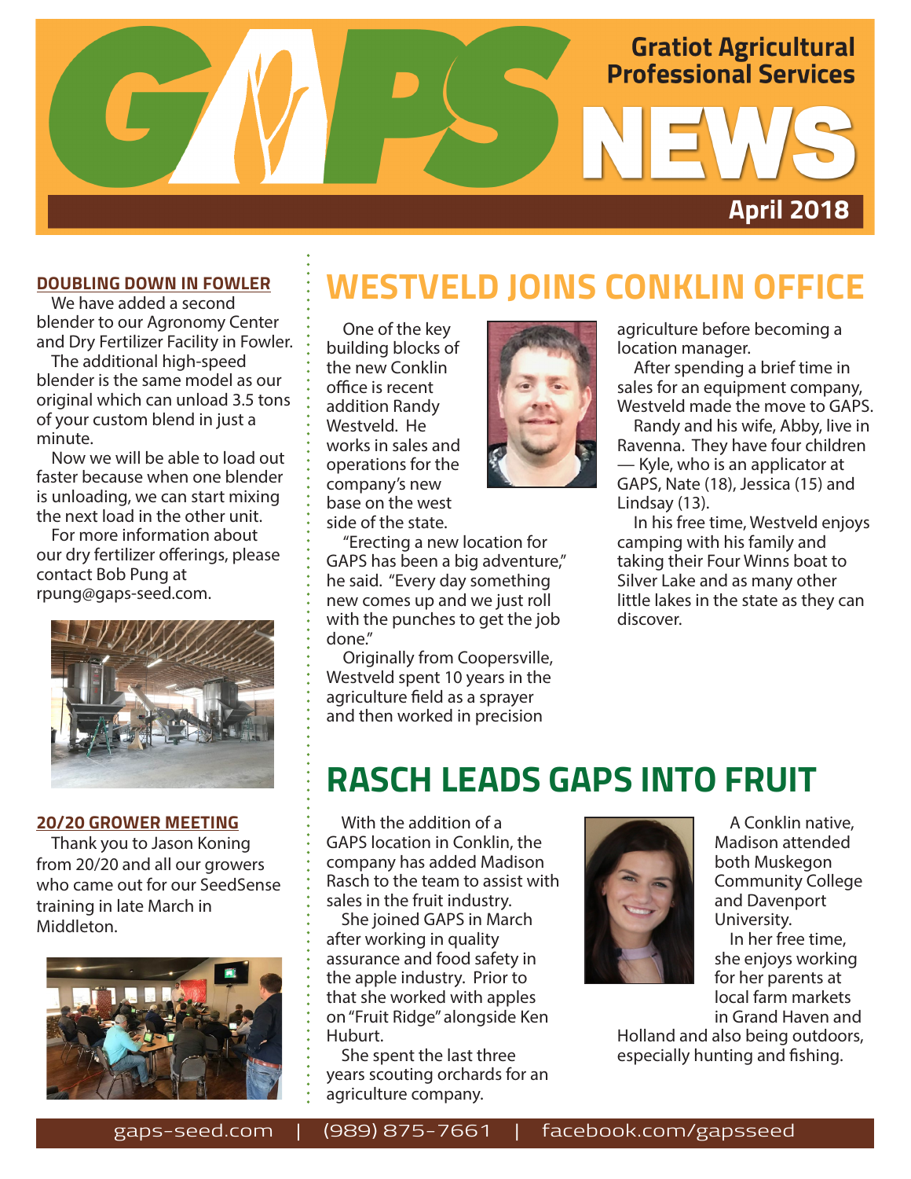# GAPS NEWS

**Gratiot Agricultural Professional Services**

**April 2018**

## DOUBLING DOWN IN FOWLER

We have added a second blender to our Agronomy Center and Dry Fertilizer Facility in Fowler.

The additional high-speed blender is the same model as our original which can unload 3.5 tons of your custom blend in just a minute.

Now we will be able to load out faster because when one blender is unloading, we can start mixing the next load in the other unit.

For more information about our dry fertilizer offerings, please contact Bob Pung at rpung@gaps-seed.com.

## 20/20 GROWER MEETING

Thank you to Jason Koning from 20/20 and all our growers who came out for our SeedSense training in late March in Middleton.

## WESTVELD JOINS CONKLIN OFFICE

One of the key building blocks of the new Conklin office is recent addition Randy Westveld. He works in sales and operations for the company's new base on the west side of the state.

"Erecting a new location for GAPS has been a big adventure," he said. "Every day something new comes up and we just roll with the punches to get the job done."

Originally from Coopersville, Westveld spent 10 years in the agriculture field as a sprayer and then worked in precision agriculture before becoming a location manager.

After spending a brief time in sales for an equipment company, Westveld made the move to GAPS.

Randy and his wife, Abby, live in Ravenna. They have four children — Kyle, who is an applicator at GAPS, Nate (18), Jessica (15) and Lindsay (13).

In his free time, Westveld enjoys camping with his family and taking their Four Winns boat to Silver Lake and as many other little lakes in the state as they can discover.

## RASCH LEADS GAPS INTO FRUIT

With the addition of a GAPS location in Conklin, the company has added Madison Rasch to the team to assist with sales in the fruit industry.

She joined GAPS in March after working in quality assurance and food safety in the apple industry. Prior to that she worked with apples on "Fruit Ridge" alongside Ken Huburt.

She spent the last three years scouting orchards for an agriculture company.

A Conklin native, Madison attended both Muskegon Community College and Davenport University.

In her free time, she enjoys working for her parents at local farm markets in Grand Haven and Holland and also being outdoors, especially hunting and fishing.

gaps-seed.com | (989) 875-7661 | facebook.com/gapsseed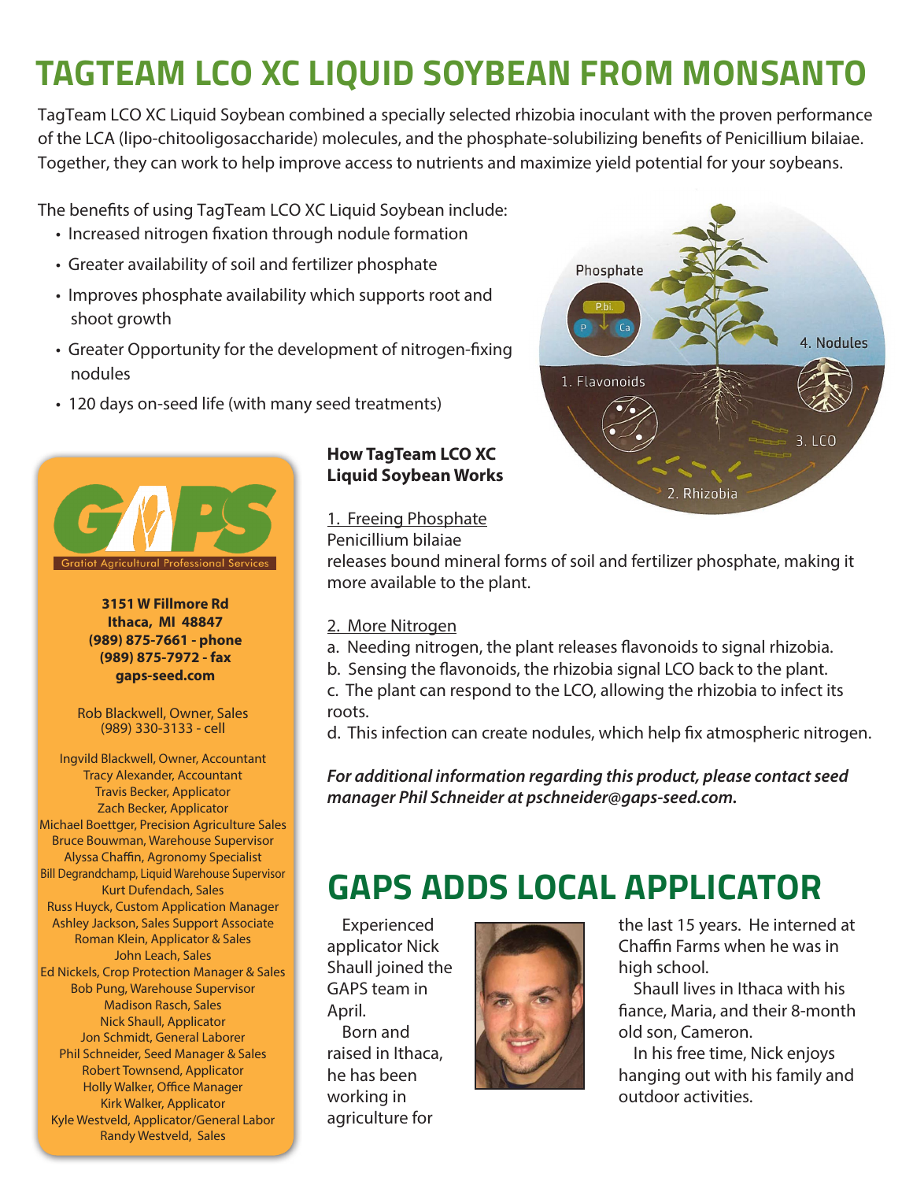# TAGTEAM LCO XC LIQUID SOYBEAN FROM MONSANTO

TagTeam LCO XC Liquid Soybean combined a specially selected rhizobia inoculant with the proven performance of the LCA (lipo-chitooligosaccharide) molecules, and the phosphate-solubilizing benefits of Penicillium bilaiae. Together, they can work to help improve access to nutrients and maximize yield potential for your soybeans.

The benefits of using TagTeam LCO XC Liquid Soybean include:

- Increased nitrogen fixation through nodule formation
- Greater availability of soil and fertilizer phosphate
- Improves phosphate availability which supports root and shoot growth
- Greater Opportunity for the development of nitrogen-fixing nodules
- 120 days on-seed life (with many seed treatments)

### How TagTeam LCO XC Liquid Soybean Works

1. Freeing Phosphate

Penicillium bilaiae releases bound mineral forms of soil and fertilizer phosphate, making it more available to the plant.

2. More Nitrogen

a. Needing nitrogen, the plant releases flavonoids to signal rhizobia.
b. Sensing the flavonoids, the rhizobia signal LCO back to the plant.
c. The plant can respond to the LCO, allowing the rhizobia to infect its roots.
d. This infection can create nodules, which help fix atmospheric nitrogen.

***For additional information regarding this product, please contact seed manager Phil Schneider at pschneider@gaps-seed.com.***

**GAPS**
Gratiot Agricultural Professional Services

**3151 W Fillmore Rd**
**Ithaca, MI 48847**
**(989) 875-7661 - phone**
**(989) 875-7972 - fax**
**gaps-seed.com**

Rob Blackwell, Owner, Sales
(989) 330-3133 - cell

Ingvild Blackwell, Owner, Accountant
Tracy Alexander, Accountant
Travis Becker, Applicator
Zach Becker, Applicator
Michael Boettger, Precision Agriculture Sales
Bruce Bouwman, Warehouse Supervisor
Alyssa Chaffin, Agronomy Specialist
Bill Degrandchamp, Liquid Warehouse Supervisor
Kurt Dufendach, Sales
Russ Huyck, Custom Application Manager
Ashley Jackson, Sales Support Associate
Roman Klein, Applicator & Sales
John Leach, Sales
Ed Nickels, Crop Protection Manager & Sales
Bob Pung, Warehouse Supervisor
Madison Rasch, Sales
Nick Shaull, Applicator
Jon Schmidt, General Laborer
Phil Schneider, Seed Manager & Sales
Robert Townsend, Applicator
Holly Walker, Office Manager
Kirk Walker, Applicator
Kyle Westveld, Applicator/General Labor
Randy Westveld, Sales

# GAPS ADDS LOCAL APPLICATOR

Experienced applicator Nick Shaull joined the GAPS team in April.

Born and raised in Ithaca, he has been working in agriculture for the last 15 years. He interned at Chaffin Farms when he was in high school.

Shaull lives in Ithaca with his fiance, Maria, and their 8-month old son, Cameron.

In his free time, Nick enjoys hanging out with his family and outdoor activities.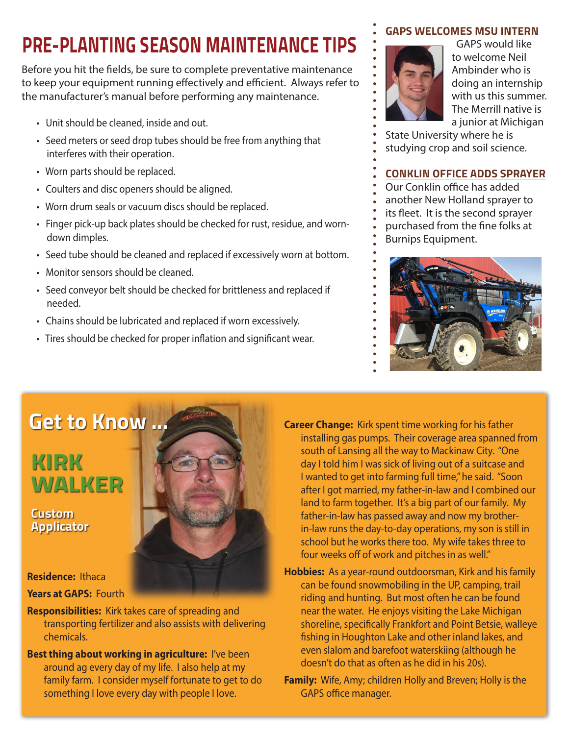# PRE-PLANTING SEASON MAINTENANCE TIPS

Before you hit the fields, be sure to complete preventative maintenance to keep your equipment running effectively and efficient. Always refer to the manufacturer's manual before performing any maintenance.

- Unit should be cleaned, inside and out.
- Seed meters or seed drop tubes should be free from anything that interferes with their operation.
- Worn parts should be replaced.
- Coulters and disc openers should be aligned.
- Worn drum seals or vacuum discs should be replaced.
- Finger pick-up back plates should be checked for rust, residue, and worn-down dimples.
- Seed tube should be cleaned and replaced if excessively worn at bottom.
- Monitor sensors should be cleaned.
- Seed conveyor belt should be checked for brittleness and replaced if needed.
- Chains should be lubricated and replaced if worn excessively.
- Tires should be checked for proper inflation and significant wear.

## GAPS WELCOMES MSU INTERN

GAPS would like to welcome Neil Ambinder who is doing an internship with us this summer. The Merrill native is a junior at Michigan State University where he is studying crop and soil science.

## CONKLIN OFFICE ADDS SPRAYER

Our Conklin office has added another New Holland sprayer to its fleet. It is the second sprayer purchased from the fine folks at Burnips Equipment.

## Get to Know ...

### KIRK WALKER

**Custom Applicator**

**Residence:** Ithaca

**Years at GAPS:** Fourth

**Responsibilities:** Kirk takes care of spreading and transporting fertilizer and also assists with delivering chemicals.

**Best thing about working in agriculture:** I've been around ag every day of my life. I also help at my family farm. I consider myself fortunate to get to do something I love every day with people I love.

**Career Change:** Kirk spent time working for his father installing gas pumps. Their coverage area spanned from south of Lansing all the way to Mackinaw City. "One day I told him I was sick of living out of a suitcase and I wanted to get into farming full time," he said. "Soon after I got married, my father-in-law and I combined our land to farm together. It's a big part of our family. My father-in-law has passed away and now my brother-in-law runs the day-to-day operations, my son is still in school but he works there too. My wife takes three to four weeks off of work and pitches in as well."

**Hobbies:** As a year-round outdoorsman, Kirk and his family can be found snowmobiling in the UP, camping, trail riding and hunting. But most often he can be found near the water. He enjoys visiting the Lake Michigan shoreline, specifically Frankfort and Point Betsie, walleye fishing in Houghton Lake and other inland lakes, and even slalom and barefoot waterskiing (although he doesn't do that as often as he did in his 20s).

**Family:** Wife, Amy; children Holly and Breven; Holly is the GAPS office manager.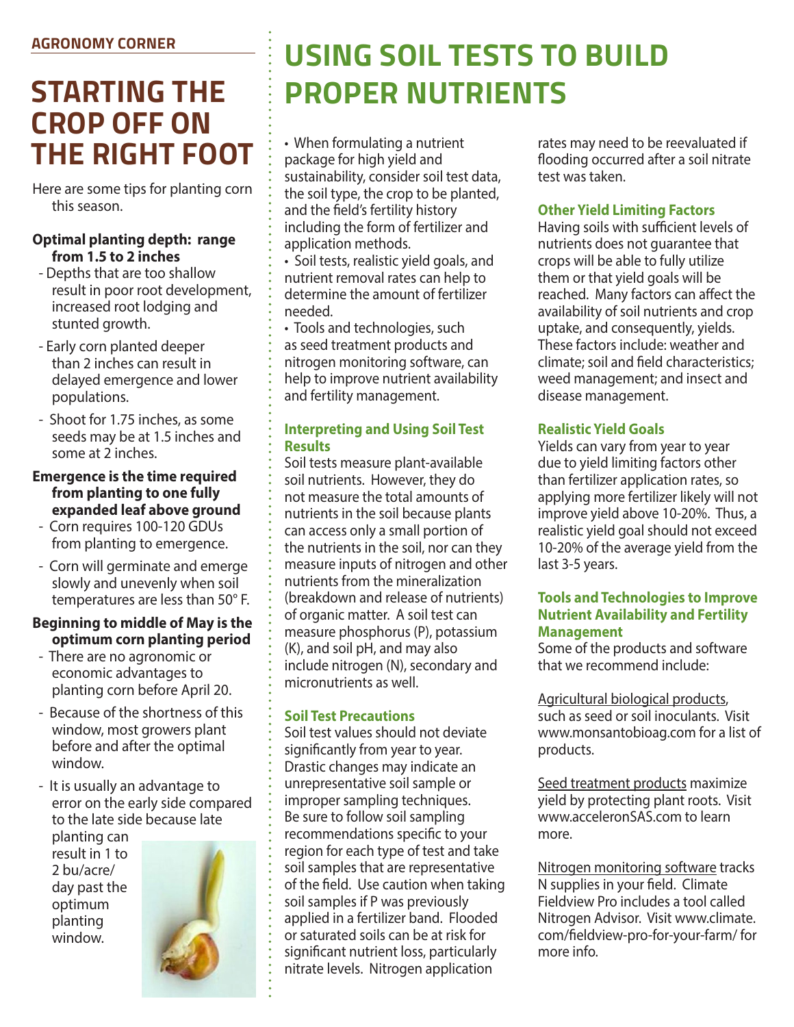AGRONOMY CORNER

# STARTING THE CROP OFF ON THE RIGHT FOOT

Here are some tips for planting corn this season.

**Optimal planting depth: range from 1.5 to 2 inches**

- Depths that are too shallow result in poor root development, increased root lodging and stunted growth.
- Early corn planted deeper than 2 inches can result in delayed emergence and lower populations.
- Shoot for 1.75 inches, as some seeds may be at 1.5 inches and some at 2 inches.

**Emergence is the time required from planting to one fully expanded leaf above ground**

- Corn requires 100-120 GDUs from planting to emergence.
- Corn will germinate and emerge slowly and unevenly when soil temperatures are less than 50° F.

**Beginning to middle of May is the optimum corn planting period**

- There are no agronomic or economic advantages to planting corn before April 20.
- Because of the shortness of this window, most growers plant before and after the optimal window.
- It is usually an advantage to error on the early side compared to the late side because late planting can result in 1 to 2 bu/acre/day past the optimum planting window.

# USING SOIL TESTS TO BUILD PROPER NUTRIENTS

- When formulating a nutrient package for high yield and sustainability, consider soil test data, the soil type, the crop to be planted, and the field's fertility history including the form of fertilizer and application methods.
- Soil tests, realistic yield goals, and nutrient removal rates can help to determine the amount of fertilizer needed.
- Tools and technologies, such as seed treatment products and nitrogen monitoring software, can help to improve nutrient availability and fertility management.

### Interpreting and Using Soil Test Results

Soil tests measure plant-available soil nutrients. However, they do not measure the total amounts of nutrients in the soil because plants can access only a small portion of the nutrients in the soil, nor can they measure inputs of nitrogen and other nutrients from the mineralization (breakdown and release of nutrients) of organic matter. A soil test can measure phosphorus (P), potassium (K), and soil pH, and may also include nitrogen (N), secondary and micronutrients as well.

### Soil Test Precautions

Soil test values should not deviate significantly from year to year. Drastic changes may indicate an unrepresentative soil sample or improper sampling techniques. Be sure to follow soil sampling recommendations specific to your region for each type of test and take soil samples that are representative of the field. Use caution when taking soil samples if P was previously applied in a fertilizer band. Flooded or saturated soils can be at risk for significant nutrient loss, particularly nitrate levels. Nitrogen application rates may need to be reevaluated if flooding occurred after a soil nitrate test was taken.

### Other Yield Limiting Factors

Having soils with sufficient levels of nutrients does not guarantee that crops will be able to fully utilize them or that yield goals will be reached. Many factors can affect the availability of soil nutrients and crop uptake, and consequently, yields. These factors include: weather and climate; soil and field characteristics; weed management; and insect and disease management.

### Realistic Yield Goals

Yields can vary from year to year due to yield limiting factors other than fertilizer application rates, so applying more fertilizer likely will not improve yield above 10-20%. Thus, a realistic yield goal should not exceed 10-20% of the average yield from the last 3-5 years.

### Tools and Technologies to Improve Nutrient Availability and Fertility Management

Some of the products and software that we recommend include:

Agricultural biological products, such as seed or soil inoculants. Visit www.monsantobioag.com for a list of products.

Seed treatment products maximize yield by protecting plant roots. Visit www.acceleronSAS.com to learn more.

Nitrogen monitoring software tracks N supplies in your field. Climate Fieldview Pro includes a tool called Nitrogen Advisor. Visit www.climate.com/fieldview-pro-for-your-farm/ for more info.